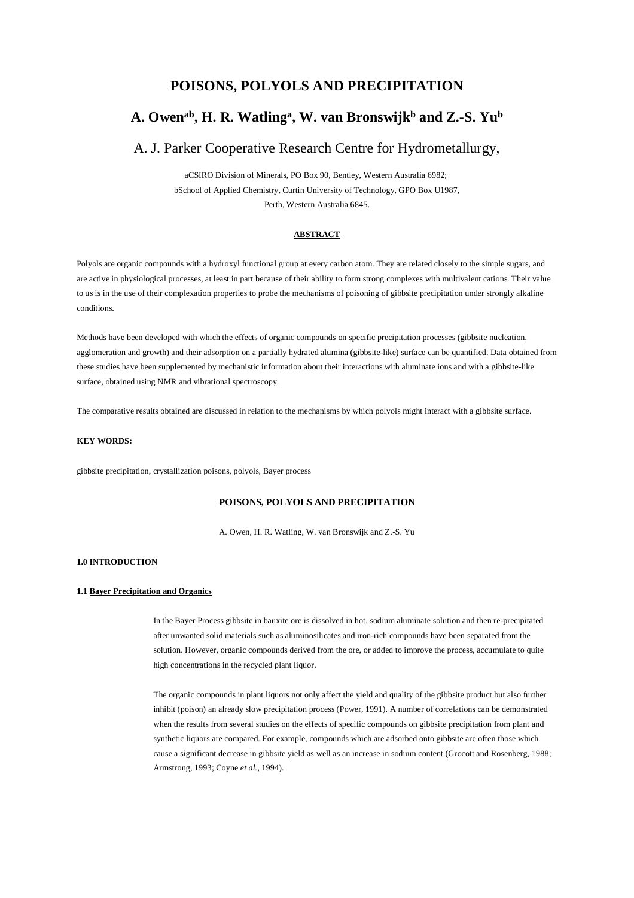# POISONS, POLYOLS AND PRECIPITATION

## A. Owen[ab], H. R. Watling[a], W. van Bronswijk[b] and Z.-S. Yu[b]

A. J. Parker Cooperative Research Centre for Hydrometallurgy,

aCSIRO Division of Minerals, PO Box 90, Bentley, Western Australia 6982;
bSchool of Applied Chemistry, Curtin University of Technology, GPO Box U1987,
Perth, Western Australia 6845.

**ABSTRACT**

Polyols are organic compounds with a hydroxyl functional group at every carbon atom. They are related closely to the simple sugars, and are active in physiological processes, at least in part because of their ability to form strong complexes with multivalent cations. Their value to us is in the use of their complexation properties to probe the mechanisms of poisoning of gibbsite precipitation under strongly alkaline conditions.

Methods have been developed with which the effects of organic compounds on specific precipitation processes (gibbsite nucleation, agglomeration and growth) and their adsorption on a partially hydrated alumina (gibbsite-like) surface can be quantified. Data obtained from these studies have been supplemented by mechanistic information about their interactions with aluminate ions and with a gibbsite-like surface, obtained using NMR and vibrational spectroscopy.

The comparative results obtained are discussed in relation to the mechanisms by which polyols might interact with a gibbsite surface.

**KEY WORDS:**

gibbsite precipitation, crystallization poisons, polyols, Bayer process

**POISONS, POLYOLS AND PRECIPITATION**

A. Owen, H. R. Watling, W. van Bronswijk and Z.-S. Yu

## 1.0 INTRODUCTION

### 1.1 Bayer Precipitation and Organics

In the Bayer Process gibbsite in bauxite ore is dissolved in hot, sodium aluminate solution and then re-precipitated after unwanted solid materials such as aluminosilicates and iron-rich compounds have been separated from the solution. However, organic compounds derived from the ore, or added to improve the process, accumulate to quite high concentrations in the recycled plant liquor.

The organic compounds in plant liquors not only affect the yield and quality of the gibbsite product but also further inhibit (poison) an already slow precipitation process (Power, 1991). A number of correlations can be demonstrated when the results from several studies on the effects of specific compounds on gibbsite precipitation from plant and synthetic liquors are compared. For example, compounds which are adsorbed onto gibbsite are often those which cause a significant decrease in gibbsite yield as well as an increase in sodium content (Grocott and Rosenberg, 1988; Armstrong, 1993; Coyne *et al.*, 1994).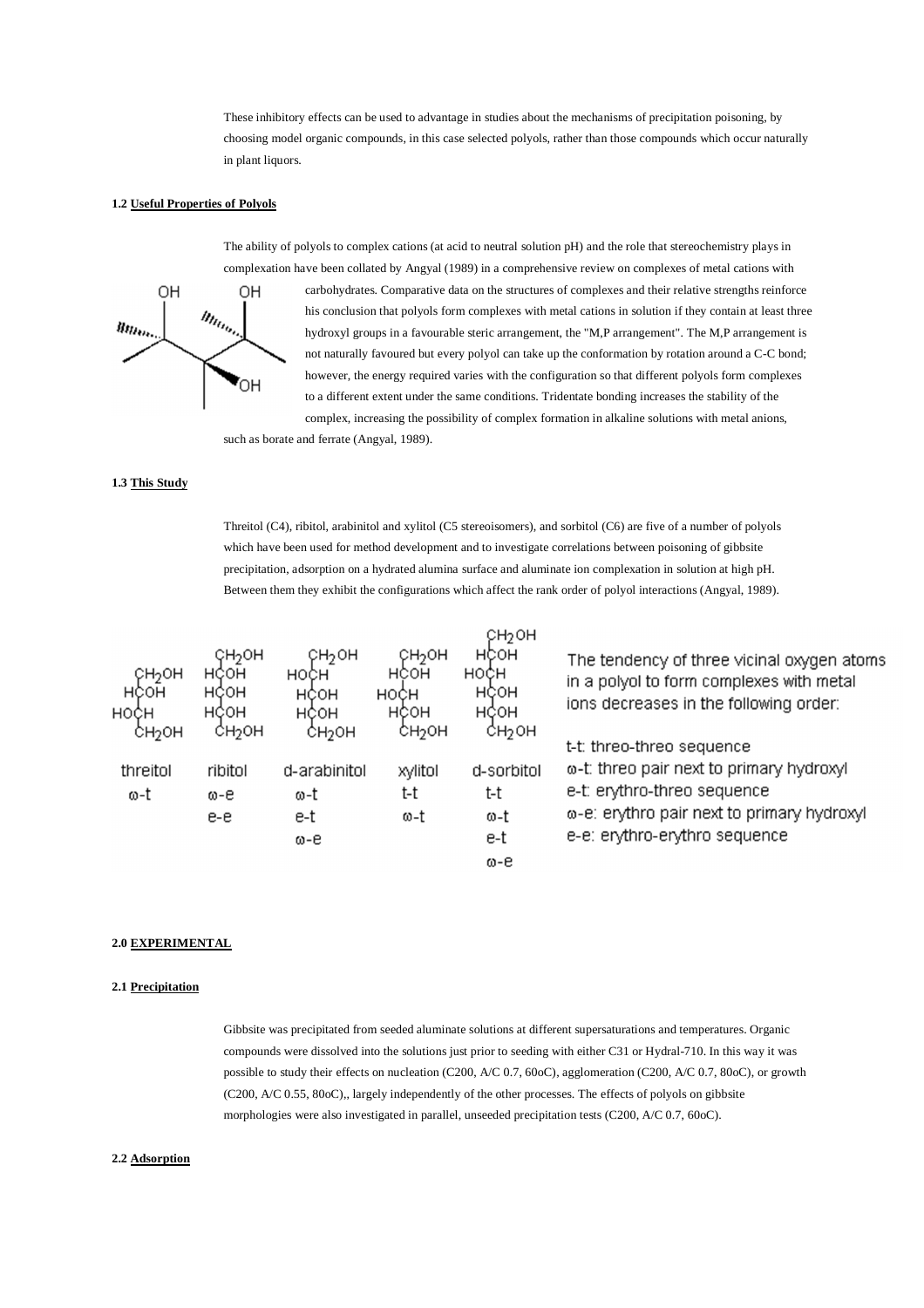These inhibitory effects can be used to advantage in studies about the mechanisms of precipitation poisoning, by choosing model organic compounds, in this case selected polyols, rather than those compounds which occur naturally in plant liquors.

### 1.2 Useful Properties of Polyols

The ability of polyols to complex cations (at acid to neutral solution pH) and the role that stereochemistry plays in complexation have been collated by Angyal (1989) in a comprehensive review on complexes of metal cations with carbohydrates. Comparative data on the structures of complexes and their relative strengths reinforce his conclusion that polyols form complexes with metal cations in solution if they contain at least three hydroxyl groups in a favourable steric arrangement, the "M,P arrangement". The M,P arrangement is not naturally favoured but every polyol can take up the conformation by rotation around a C-C bond; however, the energy required varies with the configuration so that different polyols form complexes to a different extent under the same conditions. Tridentate bonding increases the stability of the complex, increasing the possibility of complex formation in alkaline solutions with metal anions, such as borate and ferrate (Angyal, 1989).

### 1.3 This Study

Threitol (C4), ribitol, arabinitol and xylitol (C5 stereoisomers), and sorbitol (C6) are five of a number of polyols which have been used for method development and to investigate correlations between poisoning of gibbsite precipitation, adsorption on a hydrated alumina surface and aluminate ion complexation in solution at high pH. Between them they exhibit the configurations which affect the rank order of polyol interactions (Angyal, 1989).

| threitol | ribitol | d-arabinitol | xylitol | d-sorbitol |
|---|---|---|---|---|
| ω-t | ω-e | ω-t | t-t | t-t |
| | e-e | e-t | ω-t | ω-t |
| | | ω-e | | e-t |
| | | | | ω-e |

The tendency of three vicinal oxygen atoms in a polyol to form complexes with metal ions decreases in the following order:

- t-t: threo-threo sequence
- ω-t: threo pair next to primary hydroxyl
- e-t: erythro-threo sequence
- ω-e: erythro pair next to primary hydroxyl
- e-e: erythro-erythro sequence

## 2.0 EXPERIMENTAL

### 2.1 Precipitation

Gibbsite was precipitated from seeded aluminate solutions at different supersaturations and temperatures. Organic compounds were dissolved into the solutions just prior to seeding with either C31 or Hydral-710. In this way it was possible to study their effects on nucleation (C200, A/C 0.7, 60oC), agglomeration (C200, A/C 0.7, 80oC), or growth (C200, A/C 0.55, 80oC),, largely independently of the other processes. The effects of polyols on gibbsite morphologies were also investigated in parallel, unseeded precipitation tests (C200, A/C 0.7, 60oC).

### 2.2 Adsorption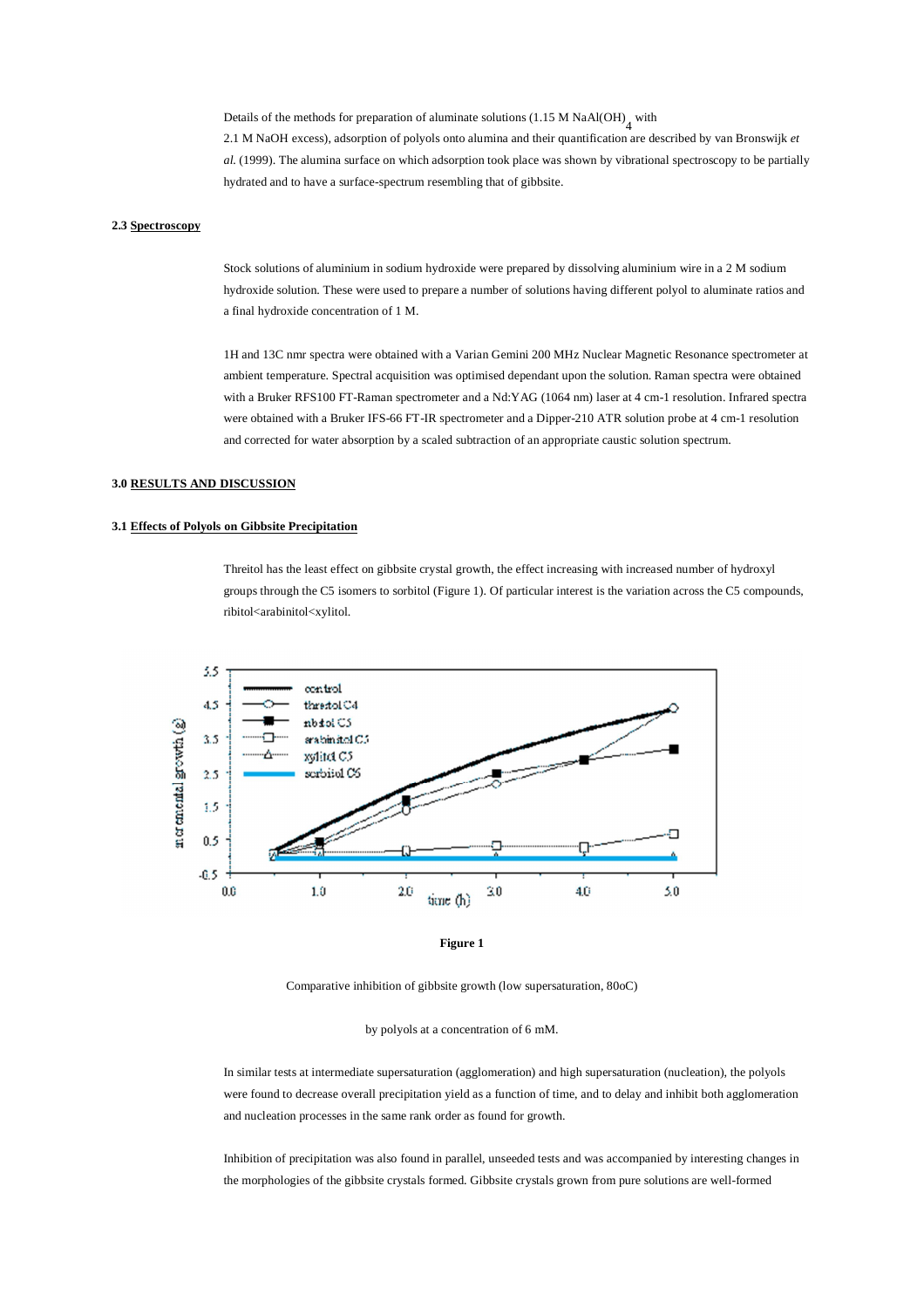Details of the methods for preparation of aluminate solutions (1.15 M $NaAl(OH)_4$ with 2.1 M NaOH excess), adsorption of polyols onto alumina and their quantification are described by van Bronswijk *et al.* (1999). The alumina surface on which adsorption took place was shown by vibrational spectroscopy to be partially hydrated and to have a surface-spectrum resembling that of gibbsite.

### 2.3 Spectroscopy

Stock solutions of aluminium in sodium hydroxide were prepared by dissolving aluminium wire in a 2 M sodium hydroxide solution. These were used to prepare a number of solutions having different polyol to aluminate ratios and a final hydroxide concentration of 1 M.

1H and 13C nmr spectra were obtained with a Varian Gemini 200 MHz Nuclear Magnetic Resonance spectrometer at ambient temperature. Spectral acquisition was optimised dependant upon the solution. Raman spectra were obtained with a Bruker RFS100 FT-Raman spectrometer and a Nd:YAG (1064 nm) laser at 4 cm-1 resolution. Infrared spectra were obtained with a Bruker IFS-66 FT-IR spectrometer and a Dipper-210 ATR solution probe at 4 cm-1 resolution and corrected for water absorption by a scaled subtraction of an appropriate caustic solution spectrum.

## 3.0 RESULTS AND DISCUSSION

### 3.1 Effects of Polyols on Gibbsite Precipitation

Threitol has the least effect on gibbsite crystal growth, the effect increasing with increased number of hydroxyl groups through the C5 isomers to sorbitol (Figure 1). Of particular interest is the variation across the C5 compounds, ribitol<arabinitol<xylitol.

**Figure 1**

Comparative inhibition of gibbsite growth (low supersaturation, 80oC)

by polyols at a concentration of 6 mM.

In similar tests at intermediate supersaturation (agglomeration) and high supersaturation (nucleation), the polyols were found to decrease overall precipitation yield as a function of time, and to delay and inhibit both agglomeration and nucleation processes in the same rank order as found for growth.

Inhibition of precipitation was also found in parallel, unseeded tests and was accompanied by interesting changes in the morphologies of the gibbsite crystals formed. Gibbsite crystals grown from pure solutions are well-formed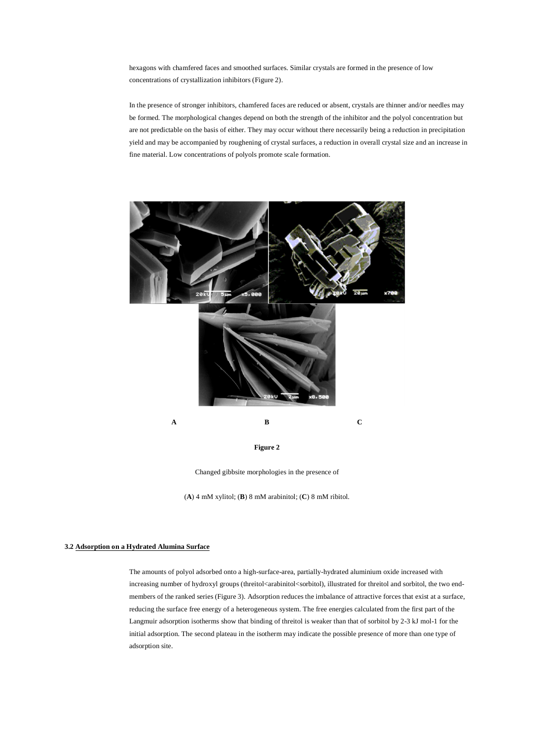hexagons with chamfered faces and smoothed surfaces. Similar crystals are formed in the presence of low concentrations of crystallization inhibitors (Figure 2).

In the presence of stronger inhibitors, chamfered faces are reduced or absent, crystals are thinner and/or needles may be formed. The morphological changes depend on both the strength of the inhibitor and the polyol concentration but are not predictable on the basis of either. They may occur without there necessarily being a reduction in precipitation yield and may be accompanied by roughening of crystal surfaces, a reduction in overall crystal size and an increase in fine material. Low concentrations of polyols promote scale formation.

**A** **B** **C**

**Figure 2**

Changed gibbsite morphologies in the presence of

(**A**) 4 mM xylitol; (**B**) 8 mM arabinitol; (**C**) 8 mM ribitol.

### 3.2 Adsorption on a Hydrated Alumina Surface

The amounts of polyol adsorbed onto a high-surface-area, partially-hydrated aluminium oxide increased with increasing number of hydroxyl groups (threitol<arabinitol<sorbitol), illustrated for threitol and sorbitol, the two end-members of the ranked series (Figure 3). Adsorption reduces the imbalance of attractive forces that exist at a surface, reducing the surface free energy of a heterogeneous system. The free energies calculated from the first part of the Langmuir adsorption isotherms show that binding of threitol is weaker than that of sorbitol by 2-3 kJ mol-1 for the initial adsorption. The second plateau in the isotherm may indicate the possible presence of more than one type of adsorption site.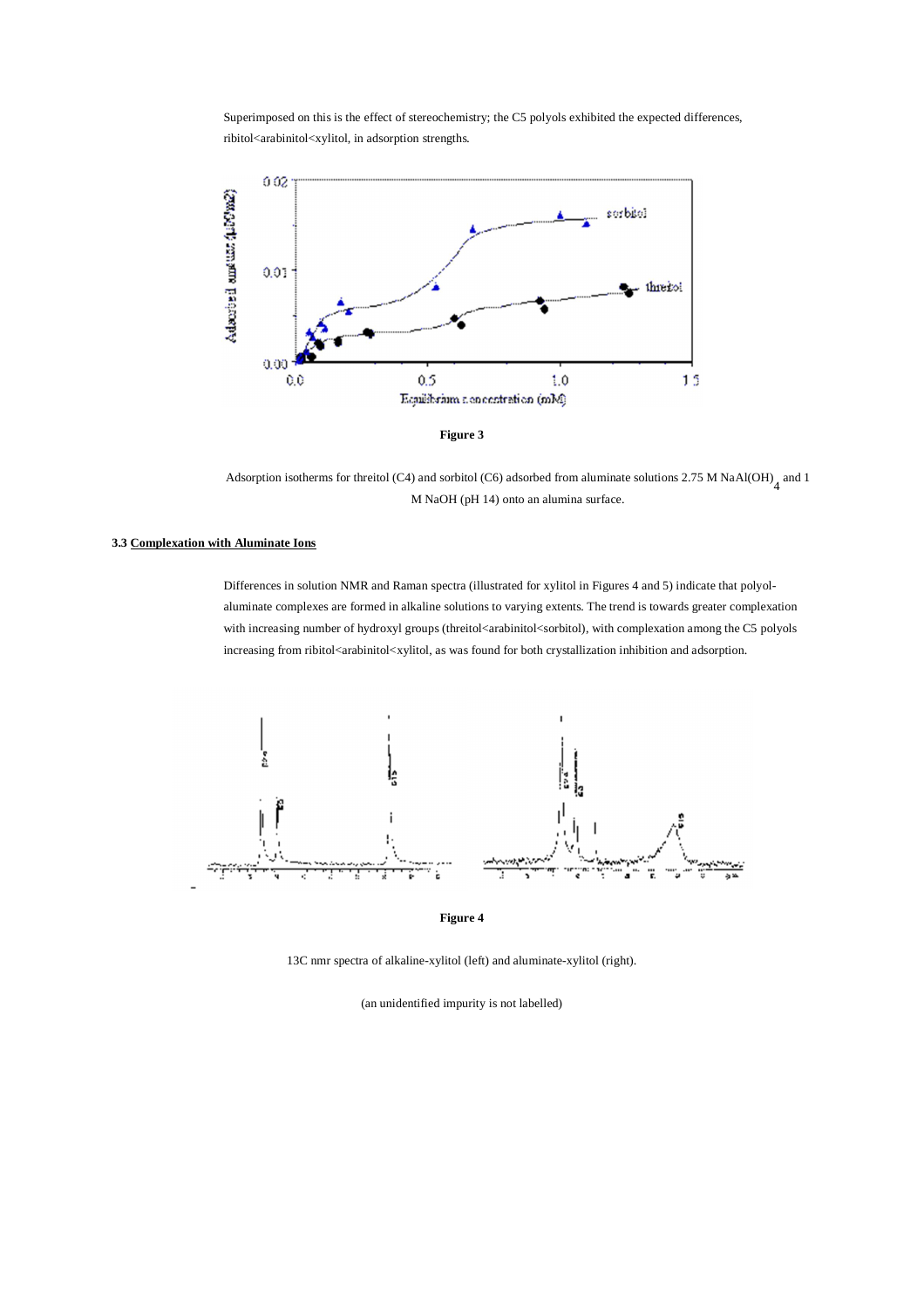Superimposed on this is the effect of stereochemistry; the C5 polyols exhibited the expected differences, ribitol<arabinitol<xylitol, in adsorption strengths.

**Figure 3**

Adsorption isotherms for threitol (C4) and sorbitol (C6) adsorbed from aluminate solutions 2.75 M $NaAl(OH)_4$ and 1 M NaOH (pH 14) onto an alumina surface.

### 3.3 Complexation with Aluminate Ions

Differences in solution NMR and Raman spectra (illustrated for xylitol in Figures 4 and 5) indicate that polyol-aluminate complexes are formed in alkaline solutions to varying extents. The trend is towards greater complexation with increasing number of hydroxyl groups (threitol<arabinitol<sorbitol), with complexation among the C5 polyols increasing from ribitol<arabinitol<xylitol, as was found for both crystallization inhibition and adsorption.

**Figure 4**

13C nmr spectra of alkaline-xylitol (left) and aluminate-xylitol (right).

(an unidentified impurity is not labelled)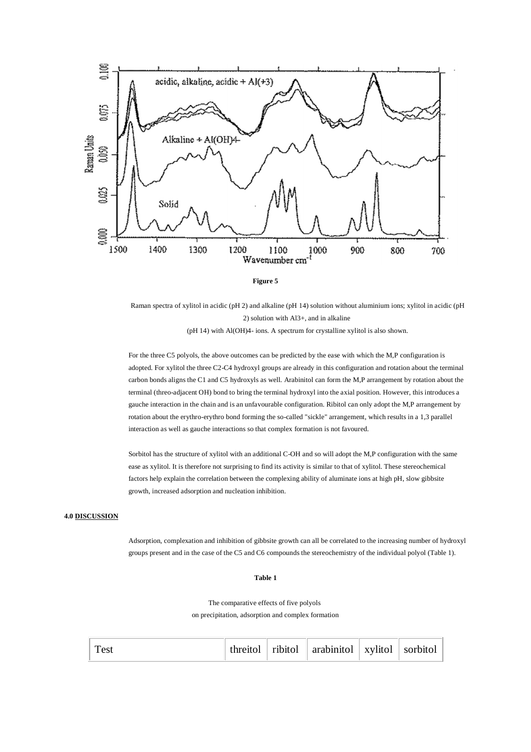**Figure 5**

Raman spectra of xylitol in acidic (pH 2) and alkaline (pH 14) solution without aluminium ions; xylitol in acidic (pH 2) solution with $Al^{3+}$, and in alkaline (pH 14) with $Al(OH)_4^-$ ions. A spectrum for crystalline xylitol is also shown.

For the three C5 polyols, the above outcomes can be predicted by the ease with which the M,P configuration is adopted. For xylitol the three C2-C4 hydroxyl groups are already in this configuration and rotation about the terminal carbon bonds aligns the C1 and C5 hydroxyls as well. Arabinitol can form the M,P arrangement by rotation about the terminal (threo-adjacent OH) bond to bring the terminal hydroxyl into the axial position. However, this introduces a gauche interaction in the chain and is an unfavourable configuration. Ribitol can only adopt the M,P arrangement by rotation about the erythro-erythro bond forming the so-called "sickle" arrangement, which results in a 1,3 parallel interaction as well as gauche interactions so that complex formation is not favoured.

Sorbitol has the structure of xylitol with an additional C-OH and so will adopt the M,P configuration with the same ease as xylitol. It is therefore not surprising to find its activity is similar to that of xylitol. These stereochemical factors help explain the correlation between the complexing ability of aluminate ions at high pH, slow gibbsite growth, increased adsorption and nucleation inhibition.

## 4.0 DISCUSSION

Adsorption, complexation and inhibition of gibbsite growth can all be correlated to the increasing number of hydroxyl groups present and in the case of the C5 and C6 compounds the stereochemistry of the individual polyol (Table 1).

**Table 1**

The comparative effects of five polyols on precipitation, adsorption and complex formation

| Test | threitol | ribitol | arabinitol | xylitol | sorbitol |
|---|---|---|---|---|---|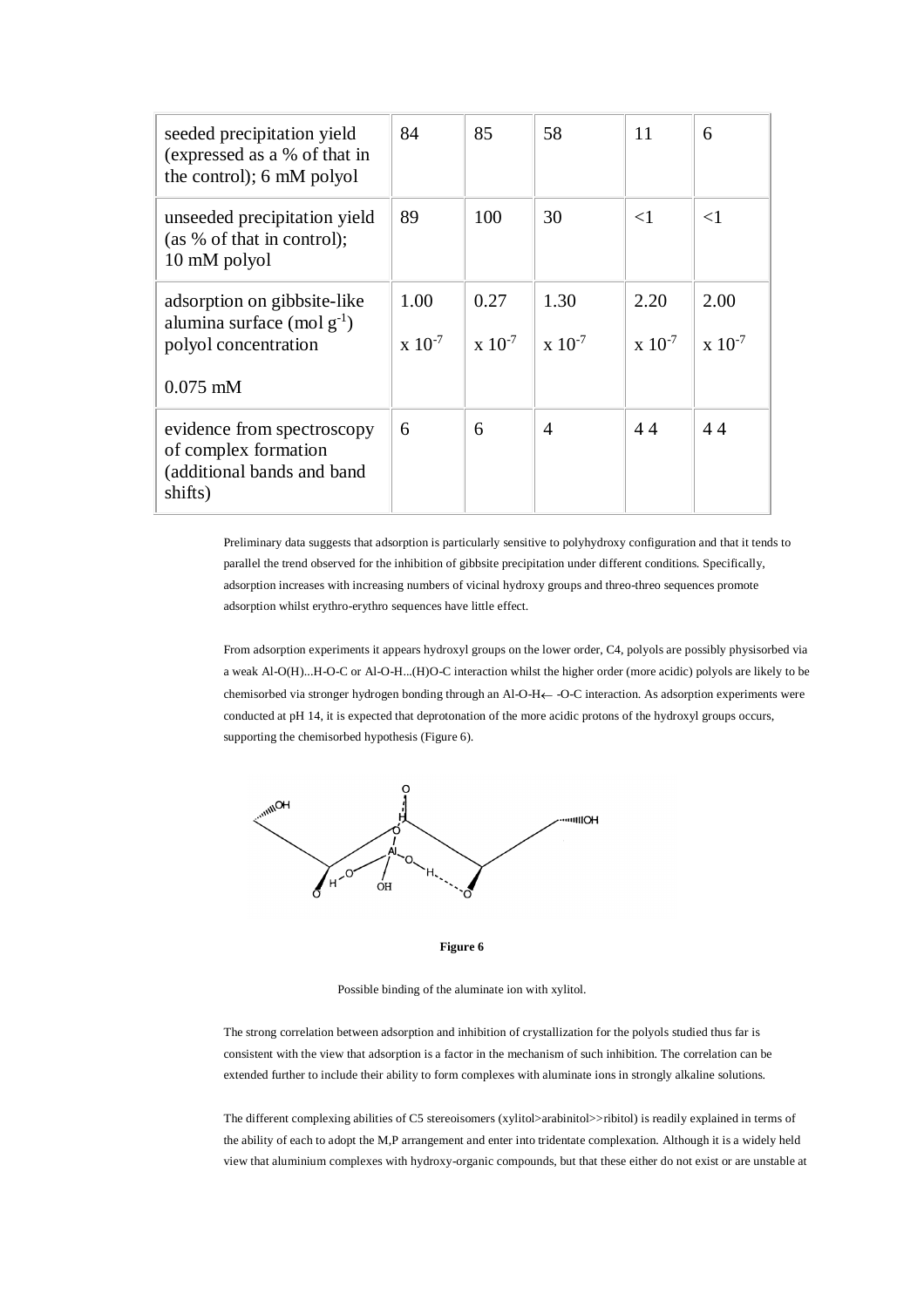| seeded precipitation yield (expressed as a % of that in the control); 6 mM polyol | 84 | 85 | 58 | 11 | 6 |
|---|---|---|---|---|---|
| unseeded precipitation yield (as % of that in control); 10 mM polyol | 89 | 100 | 30 | <1 | <1 |
| adsorption on gibbsite-like alumina surface (mol $g^{-1}$) polyol concentration 0.075 mM | 1.00 x $10^{-7}$ | 0.27 x $10^{-7}$ | 1.30 x $10^{-7}$ | 2.20 x $10^{-7}$ | 2.00 x $10^{-7}$ |
| evidence from spectroscopy of complex formation (additional bands and band shifts) | 6 | 6 | 4 | 4 4 | 4 4 |

Preliminary data suggests that adsorption is particularly sensitive to polyhydroxy configuration and that it tends to parallel the trend observed for the inhibition of gibbsite precipitation under different conditions. Specifically, adsorption increases with increasing numbers of vicinal hydroxy groups and threo-threo sequences promote adsorption whilst erythro-erythro sequences have little effect.

From adsorption experiments it appears hydroxyl groups on the lower order, C4, polyols are possibly physisorbed via a weak Al-O(H)...H-O-C or Al-O-H...(H)O-C interaction whilst the higher order (more acidic) polyols are likely to be chemisorbed via stronger hydrogen bonding through an Al-O-H← -O-C interaction. As adsorption experiments were conducted at pH 14, it is expected that deprotonation of the more acidic protons of the hydroxyl groups occurs, supporting the chemisorbed hypothesis (Figure 6).

**Figure 6**

Possible binding of the aluminate ion with xylitol.

The strong correlation between adsorption and inhibition of crystallization for the polyols studied thus far is consistent with the view that adsorption is a factor in the mechanism of such inhibition. The correlation can be extended further to include their ability to form complexes with aluminate ions in strongly alkaline solutions.

The different complexing abilities of C5 stereoisomers (xylitol>arabinitol>>ribitol) is readily explained in terms of the ability of each to adopt the M,P arrangement and enter into tridentate complexation. Although it is a widely held view that aluminium complexes with hydroxy-organic compounds, but that these either do not exist or are unstable at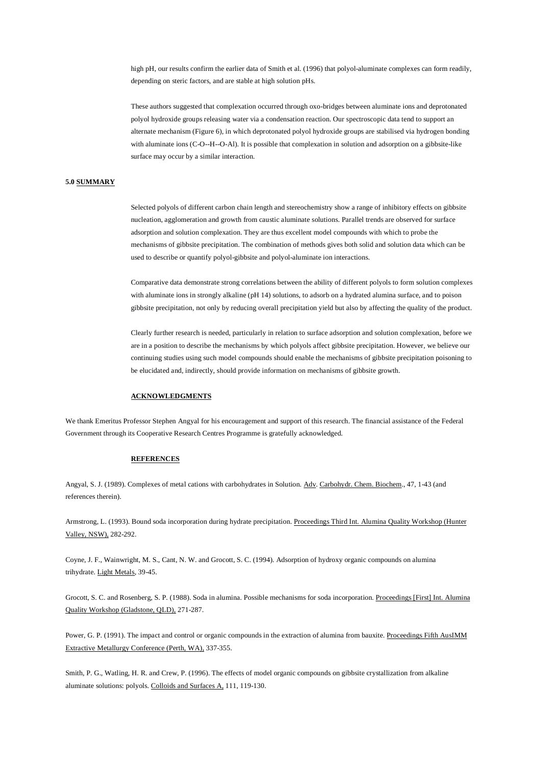high pH, our results confirm the earlier data of Smith et al. (1996) that polyol-aluminate complexes can form readily, depending on steric factors, and are stable at high solution pHs.

These authors suggested that complexation occurred through oxo-bridges between aluminate ions and deprotonated polyol hydroxide groups releasing water via a condensation reaction. Our spectroscopic data tend to support an alternate mechanism (Figure 6), in which deprotonated polyol hydroxide groups are stabilised via hydrogen bonding with aluminate ions (C-O--H--O-Al). It is possible that complexation in solution and adsorption on a gibbsite-like surface may occur by a similar interaction.

## 5.0 SUMMARY

Selected polyols of different carbon chain length and stereochemistry show a range of inhibitory effects on gibbsite nucleation, agglomeration and growth from caustic aluminate solutions. Parallel trends are observed for surface adsorption and solution complexation. They are thus excellent model compounds with which to probe the mechanisms of gibbsite precipitation. The combination of methods gives both solid and solution data which can be used to describe or quantify polyol-gibbsite and polyol-aluminate ion interactions.

Comparative data demonstrate strong correlations between the ability of different polyols to form solution complexes with aluminate ions in strongly alkaline (pH 14) solutions, to adsorb on a hydrated alumina surface, and to poison gibbsite precipitation, not only by reducing overall precipitation yield but also by affecting the quality of the product.

Clearly further research is needed, particularly in relation to surface adsorption and solution complexation, before we are in a position to describe the mechanisms by which polyols affect gibbsite precipitation. However, we believe our continuing studies using such model compounds should enable the mechanisms of gibbsite precipitation poisoning to be elucidated and, indirectly, should provide information on mechanisms of gibbsite growth.

## ACKNOWLEDGMENTS

We thank Emeritus Professor Stephen Angyal for his encouragement and support of this research. The financial assistance of the Federal Government through its Cooperative Research Centres Programme is gratefully acknowledged.

## REFERENCES

Angyal, S. J. (1989). Complexes of metal cations with carbohydrates in Solution. Adv. Carbohydr. Chem. Biochem., 47, 1-43 (and references therein).

Armstrong, L. (1993). Bound soda incorporation during hydrate precipitation. Proceedings Third Int. Alumina Quality Workshop (Hunter Valley, NSW), 282-292.

Coyne, J. F., Wainwright, M. S., Cant, N. W. and Grocott, S. C. (1994). Adsorption of hydroxy organic compounds on alumina trihydrate. Light Metals, 39-45.

Grocott, S. C. and Rosenberg, S. P. (1988). Soda in alumina. Possible mechanisms for soda incorporation. Proceedings [First] Int. Alumina Quality Workshop (Gladstone, QLD), 271-287.

Power, G. P. (1991). The impact and control or organic compounds in the extraction of alumina from bauxite. Proceedings Fifth AusIMM Extractive Metallurgy Conference (Perth, WA), 337-355.

Smith, P. G., Watling, H. R. and Crew, P. (1996). The effects of model organic compounds on gibbsite crystallization from alkaline aluminate solutions: polyols. Colloids and Surfaces A, 111, 119-130.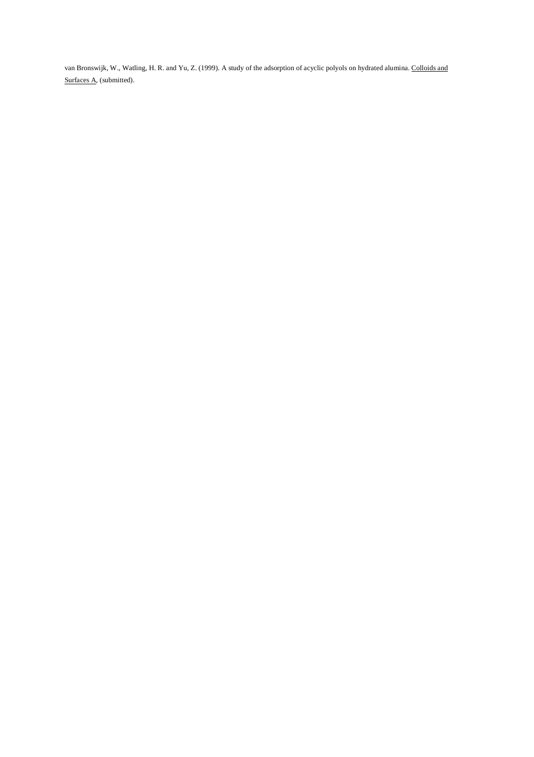van Bronswijk, W., Watling, H. R. and Yu, Z. (1999). A study of the adsorption of acyclic polyols on hydrated alumina. Colloids and Surfaces A, (submitted).